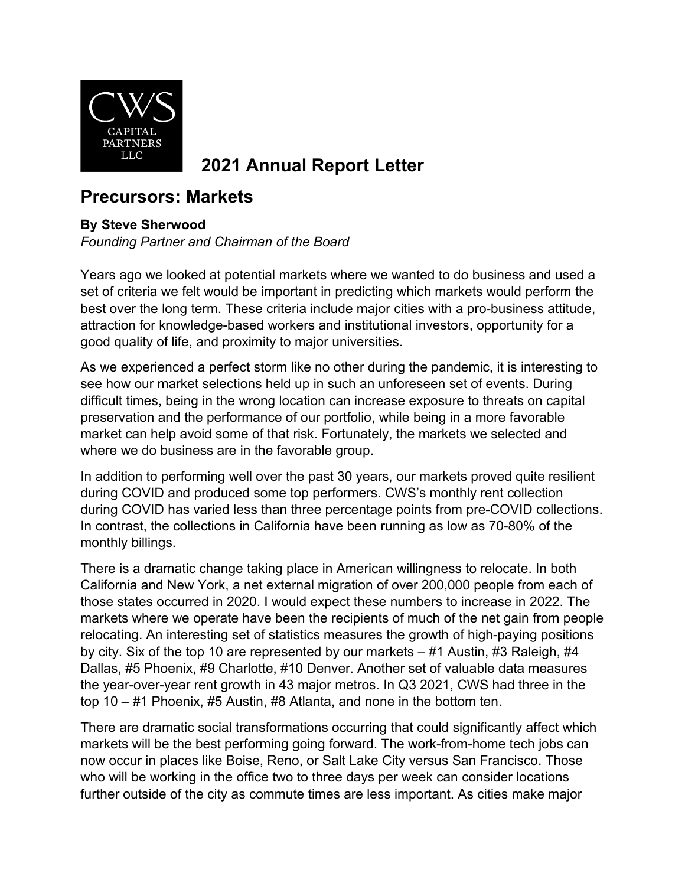CWS CAPITAL PARTNERS LLC

# 2021 Annual Report Letter

## Precursors: Markets

**By Steve Sherwood**
*Founding Partner and Chairman of the Board*

Years ago we looked at potential markets where we wanted to do business and used a set of criteria we felt would be important in predicting which markets would perform the best over the long term. These criteria include major cities with a pro-business attitude, attraction for knowledge-based workers and institutional investors, opportunity for a good quality of life, and proximity to major universities.

As we experienced a perfect storm like no other during the pandemic, it is interesting to see how our market selections held up in such an unforeseen set of events. During difficult times, being in the wrong location can increase exposure to threats on capital preservation and the performance of our portfolio, while being in a more favorable market can help avoid some of that risk. Fortunately, the markets we selected and where we do business are in the favorable group.

In addition to performing well over the past 30 years, our markets proved quite resilient during COVID and produced some top performers. CWS's monthly rent collection during COVID has varied less than three percentage points from pre-COVID collections. In contrast, the collections in California have been running as low as 70-80% of the monthly billings.

There is a dramatic change taking place in American willingness to relocate. In both California and New York, a net external migration of over 200,000 people from each of those states occurred in 2020. I would expect these numbers to increase in 2022. The markets where we operate have been the recipients of much of the net gain from people relocating. An interesting set of statistics measures the growth of high-paying positions by city. Six of the top 10 are represented by our markets – #1 Austin, #3 Raleigh, #4 Dallas, #5 Phoenix, #9 Charlotte, #10 Denver. Another set of valuable data measures the year-over-year rent growth in 43 major metros. In Q3 2021, CWS had three in the top 10 – #1 Phoenix, #5 Austin, #8 Atlanta, and none in the bottom ten.

There are dramatic social transformations occurring that could significantly affect which markets will be the best performing going forward. The work-from-home tech jobs can now occur in places like Boise, Reno, or Salt Lake City versus San Francisco. Those who will be working in the office two to three days per week can consider locations further outside of the city as commute times are less important. As cities make major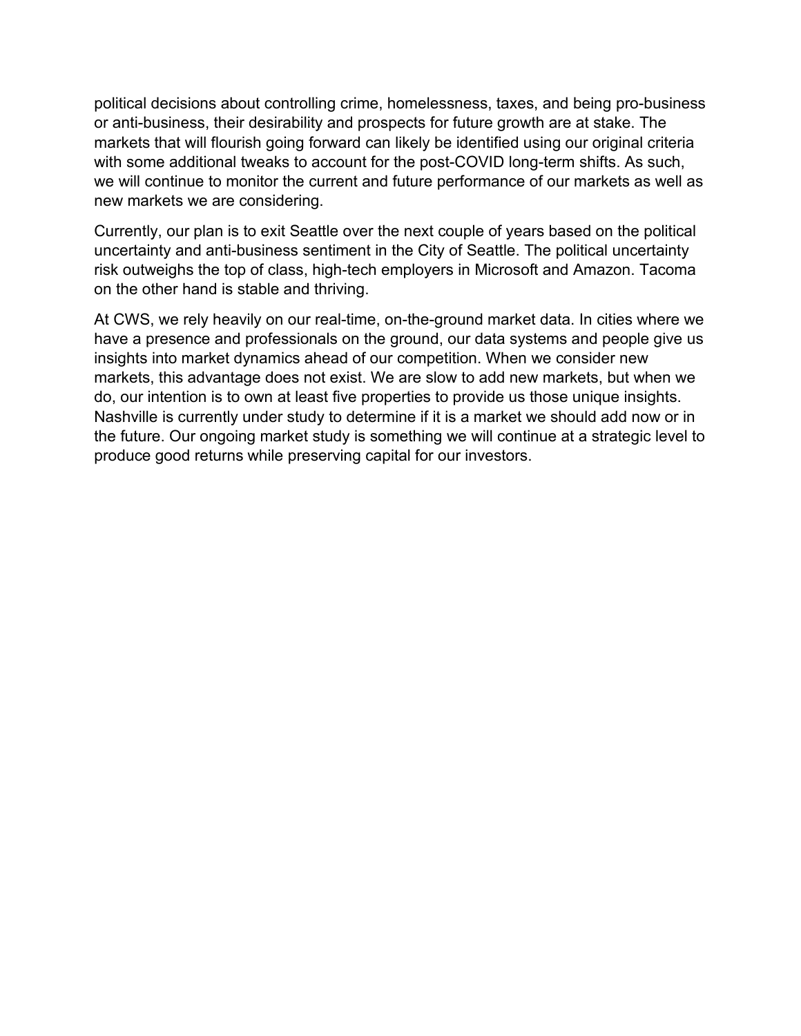political decisions about controlling crime, homelessness, taxes, and being pro-business or anti-business, their desirability and prospects for future growth are at stake. The markets that will flourish going forward can likely be identified using our original criteria with some additional tweaks to account for the post-COVID long-term shifts. As such, we will continue to monitor the current and future performance of our markets as well as new markets we are considering.

Currently, our plan is to exit Seattle over the next couple of years based on the political uncertainty and anti-business sentiment in the City of Seattle. The political uncertainty risk outweighs the top of class, high-tech employers in Microsoft and Amazon. Tacoma on the other hand is stable and thriving.

At CWS, we rely heavily on our real-time, on-the-ground market data. In cities where we have a presence and professionals on the ground, our data systems and people give us insights into market dynamics ahead of our competition. When we consider new markets, this advantage does not exist. We are slow to add new markets, but when we do, our intention is to own at least five properties to provide us those unique insights. Nashville is currently under study to determine if it is a market we should add now or in the future. Our ongoing market study is something we will continue at a strategic level to produce good returns while preserving capital for our investors.